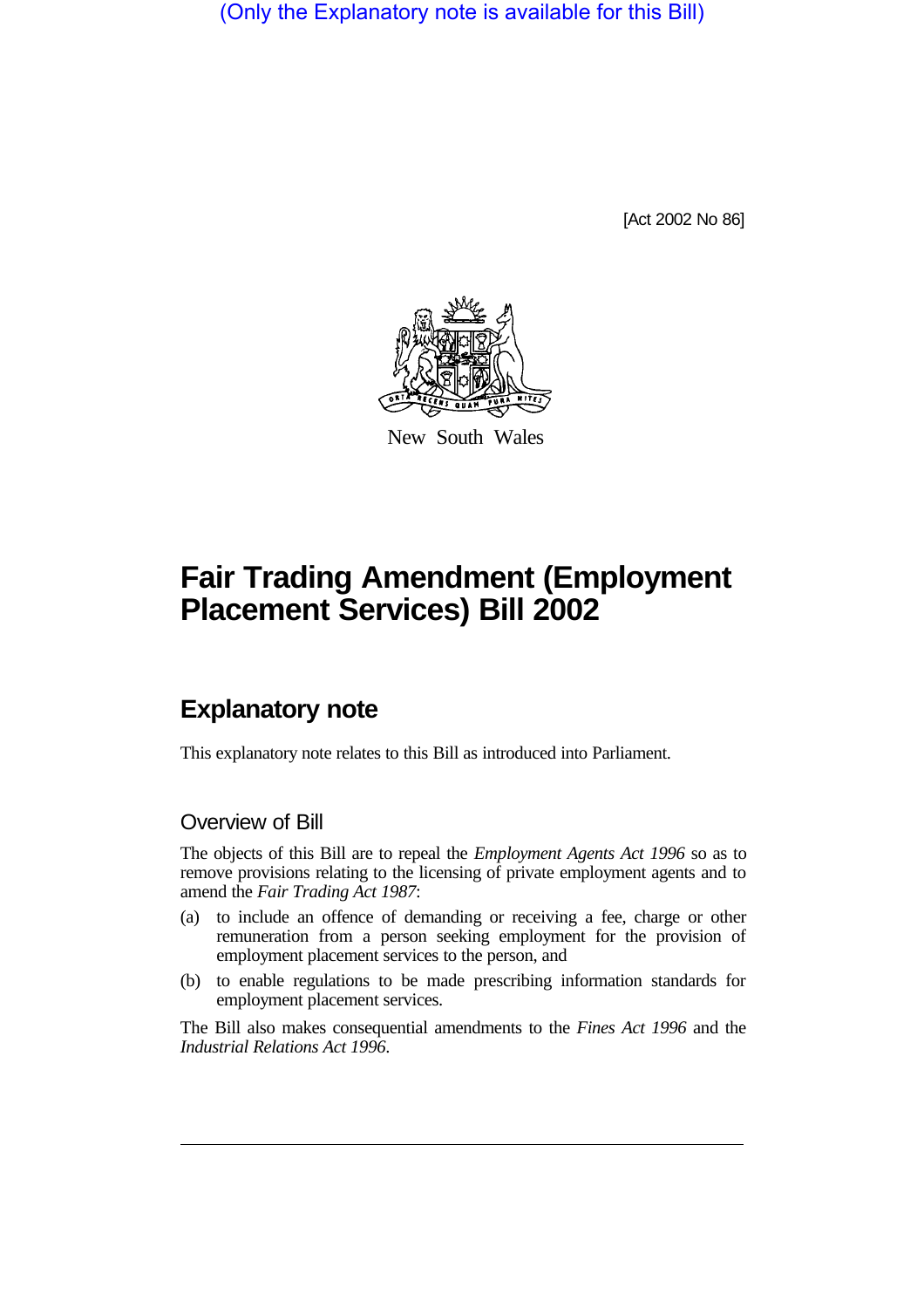(Only the Explanatory note is available for this Bill)

[Act 2002 No 86]

New South Wales

# Fair Trading Amendment (Employment Placement Services) Bill 2002

## Explanatory note

This explanatory note relates to this Bill as introduced into Parliament.

### Overview of Bill

The objects of this Bill are to repeal the *Employment Agents Act 1996* so as to remove provisions relating to the licensing of private employment agents and to amend the *Fair Trading Act 1987*:

(a) to include an offence of demanding or receiving a fee, charge or other remuneration from a person seeking employment for the provision of employment placement services to the person, and

(b) to enable regulations to be made prescribing information standards for employment placement services.

The Bill also makes consequential amendments to the *Fines Act 1996* and the *Industrial Relations Act 1996*.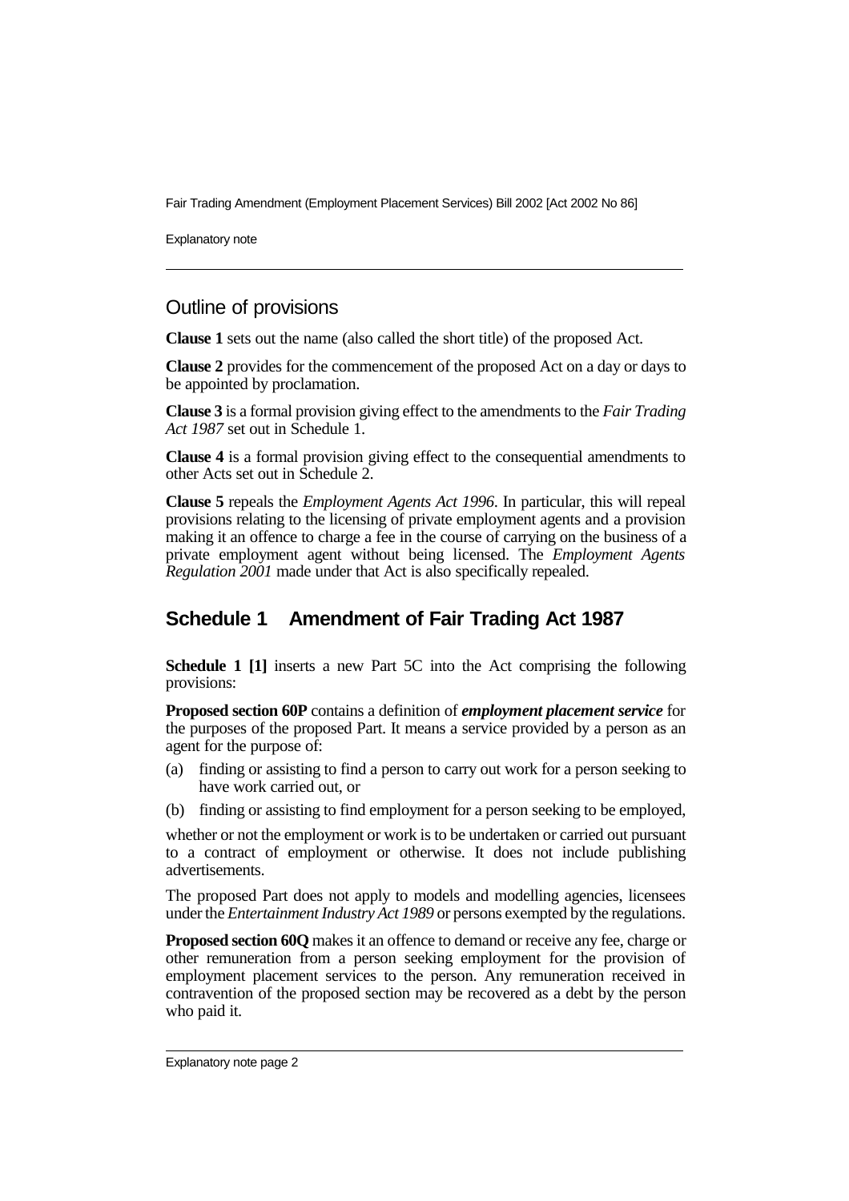## Outline of provisions

**Clause 1** sets out the name (also called the short title) of the proposed Act.

**Clause 2** provides for the commencement of the proposed Act on a day or days to be appointed by proclamation.

**Clause 3** is a formal provision giving effect to the amendments to the *Fair Trading Act 1987* set out in Schedule 1.

**Clause 4** is a formal provision giving effect to the consequential amendments to other Acts set out in Schedule 2.

**Clause 5** repeals the *Employment Agents Act 1996*. In particular, this will repeal provisions relating to the licensing of private employment agents and a provision making it an offence to charge a fee in the course of carrying on the business of a private employment agent without being licensed. The *Employment Agents Regulation 2001* made under that Act is also specifically repealed.

## Schedule 1 Amendment of Fair Trading Act 1987

**Schedule 1 [1]** inserts a new Part 5C into the Act comprising the following provisions:

**Proposed section 60P** contains a definition of ***employment placement service*** for the purposes of the proposed Part. It means a service provided by a person as an agent for the purpose of:

(a) finding or assisting to find a person to carry out work for a person seeking to have work carried out, or

(b) finding or assisting to find employment for a person seeking to be employed,

whether or not the employment or work is to be undertaken or carried out pursuant to a contract of employment or otherwise. It does not include publishing advertisements.

The proposed Part does not apply to models and modelling agencies, licensees under the *Entertainment Industry Act 1989* or persons exempted by the regulations.

**Proposed section 60Q** makes it an offence to demand or receive any fee, charge or other remuneration from a person seeking employment for the provision of employment placement services to the person. Any remuneration received in contravention of the proposed section may be recovered as a debt by the person who paid it.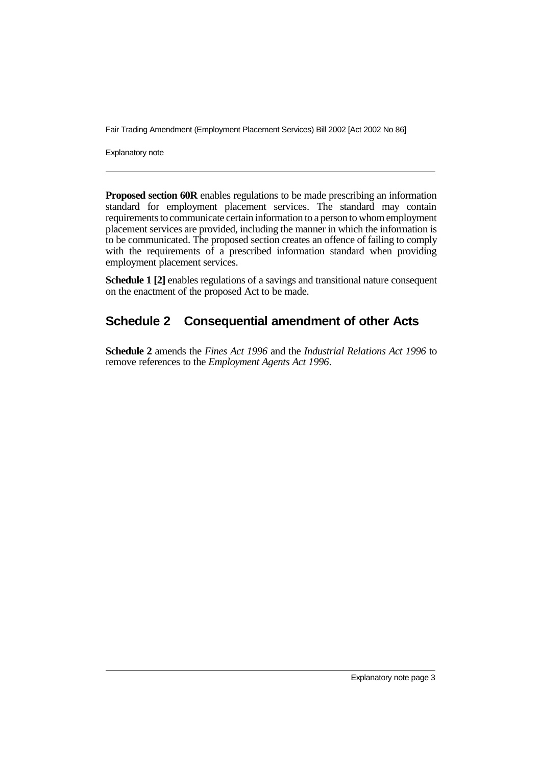**Proposed section 60R** enables regulations to be made prescribing an information standard for employment placement services. The standard may contain requirements to communicate certain information to a person to whom employment placement services are provided, including the manner in which the information is to be communicated. The proposed section creates an offence of failing to comply with the requirements of a prescribed information standard when providing employment placement services.

**Schedule 1 [2]** enables regulations of a savings and transitional nature consequent on the enactment of the proposed Act to be made.

## Schedule 2 Consequential amendment of other Acts

**Schedule 2** amends the *Fines Act 1996* and the *Industrial Relations Act 1996* to remove references to the *Employment Agents Act 1996*.